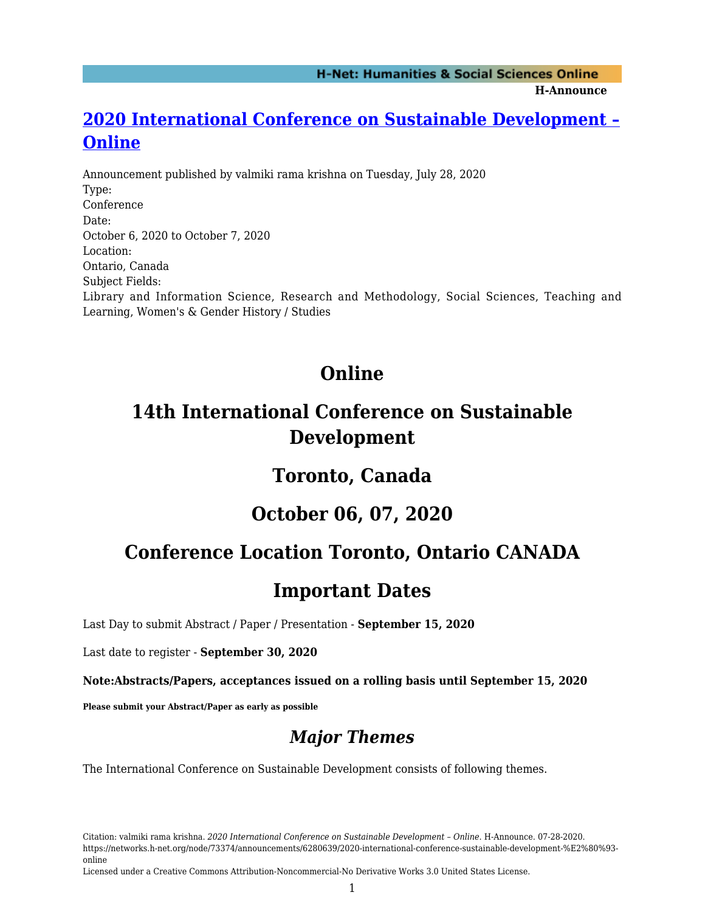# [2020 International Conference on Sustainable Development – Online](https://networks.h-net.org/node/73374/announcements/6280639/2020-international-conference-sustainable-development-%E2%80%93-online)

Announcement published by valmiki rama krishna on Tuesday, July 28, 2020

Type:
Conference

Date:
October 6, 2020 to October 7, 2020

Location:
Ontario, Canada

Subject Fields:
Library and Information Science, Research and Methodology, Social Sciences, Teaching and Learning, Women's & Gender History / Studies

## Online

## 14th International Conference on Sustainable Development

## Toronto, Canada

## October 06, 07, 2020

## Conference Location Toronto, Ontario CANADA

## Important Dates

Last Day to submit Abstract / Paper / Presentation - **September 15, 2020**

Last date to register - **September 30, 2020**

**Note:Abstracts/Papers, acceptances issued on a rolling basis until September 15, 2020**

**Please submit your Abstract/Paper as early as possible**

## *Major Themes*

The International Conference on Sustainable Development consists of following themes.

Citation: valmiki rama krishna. *2020 International Conference on Sustainable Development – Online*. H-Announce. 07-28-2020. https://networks.h-net.org/node/73374/announcements/6280639/2020-international-conference-sustainable-development-%E2%80%93-online
Licensed under a Creative Commons Attribution-Noncommercial-No Derivative Works 3.0 United States License.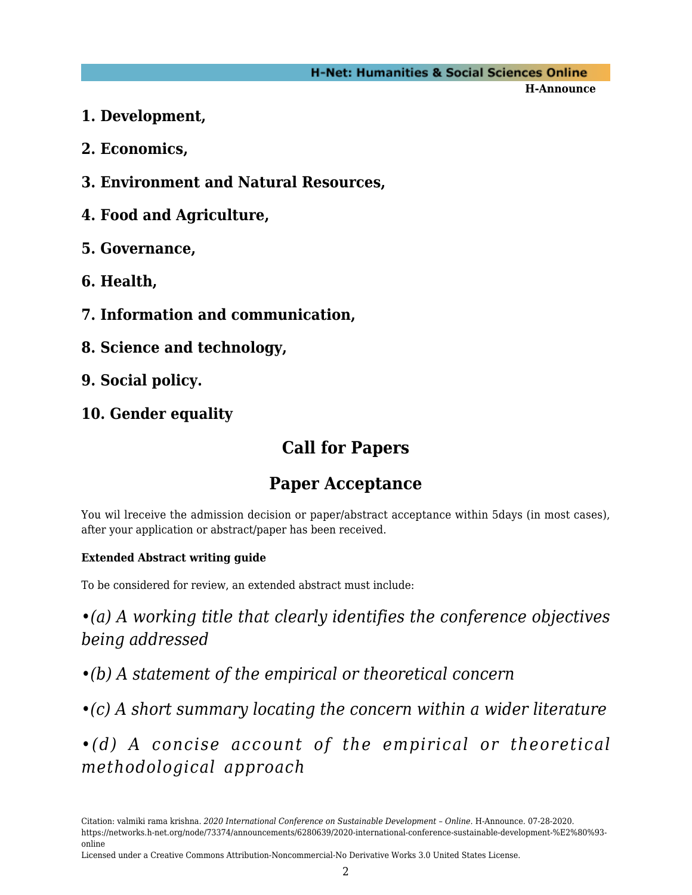**1. Development,**

**2. Economics,**

**3. Environment and Natural Resources,**

**4. Food and Agriculture,**

**5. Governance,**

**6. Health,**

**7. Information and communication,**

**8. Science and technology,**

**9. Social policy.**

**10. Gender equality**

## Call for Papers

## Paper Acceptance

You wil lreceive the admission decision or paper/abstract acceptance within 5days (in most cases), after your application or abstract/paper has been received.

**Extended Abstract writing guide**

To be considered for review, an extended abstract must include:

*•(a) A working title that clearly identifies the conference objectives being addressed*

*•(b) A statement of the empirical or theoretical concern*

*•(c) A short summary locating the concern within a wider literature*

*•(d) A concise account of the empirical or theoretical methodological approach*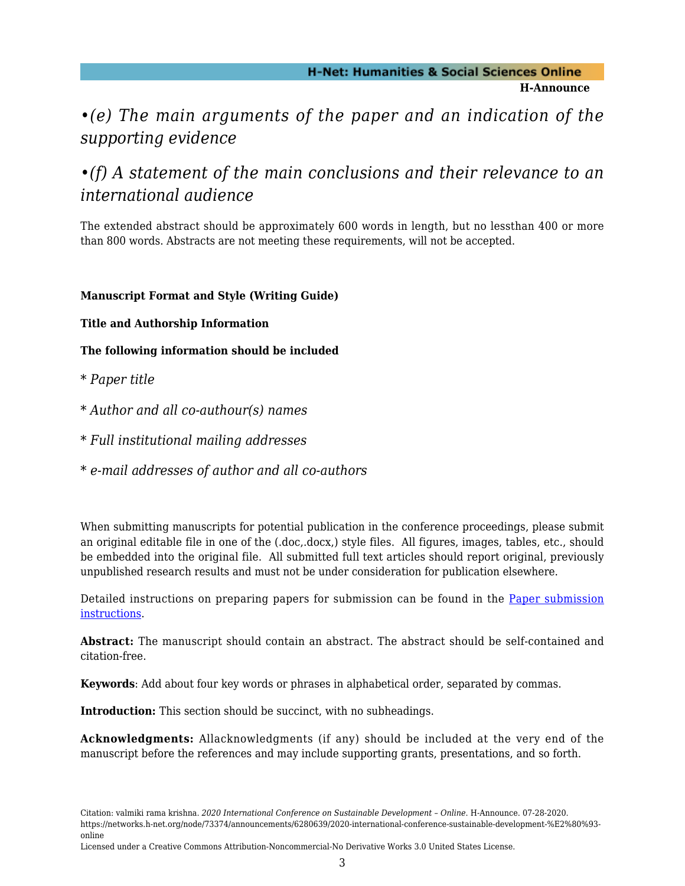*•(e) The main arguments of the paper and an indication of the supporting evidence*

*•(f) A statement of the main conclusions and their relevance to an international audience*

The extended abstract should be approximately 600 words in length, but no lessthan 400 or more than 800 words. Abstracts are not meeting these requirements, will not be accepted.

**Manuscript Format and Style (Writing Guide)**

**Title and Authorship Information**

**The following information should be included**

* *Paper title*

* *Author and all co-authour(s) names*

* *Full institutional mailing addresses*

* *e-mail addresses of author and all co-authors*

When submitting manuscripts for potential publication in the conference proceedings, please submit an original editable file in one of the (.doc,.docx,) style files.  All figures, images, tables, etc., should be embedded into the original file.  All submitted full text articles should report original, previously unpublished research results and must not be under consideration for publication elsewhere.

Detailed instructions on preparing papers for submission can be found in the [Paper submission instructions](Paper submission instructions).

**Abstract:** The manuscript should contain an abstract. The abstract should be self-contained and citation-free.

**Keywords**: Add about four key words or phrases in alphabetical order, separated by commas.

**Introduction:** This section should be succinct, with no subheadings.

**Acknowledgments:** Allacknowledgments (if any) should be included at the very end of the manuscript before the references and may include supporting grants, presentations, and so forth.

Citation: valmiki rama krishna. *2020 International Conference on Sustainable Development – Online*. H-Announce. 07-28-2020. https://networks.h-net.org/node/73374/announcements/6280639/2020-international-conference-sustainable-development-%E2%80%93-online

Licensed under a Creative Commons Attribution-Noncommercial-No Derivative Works 3.0 United States License.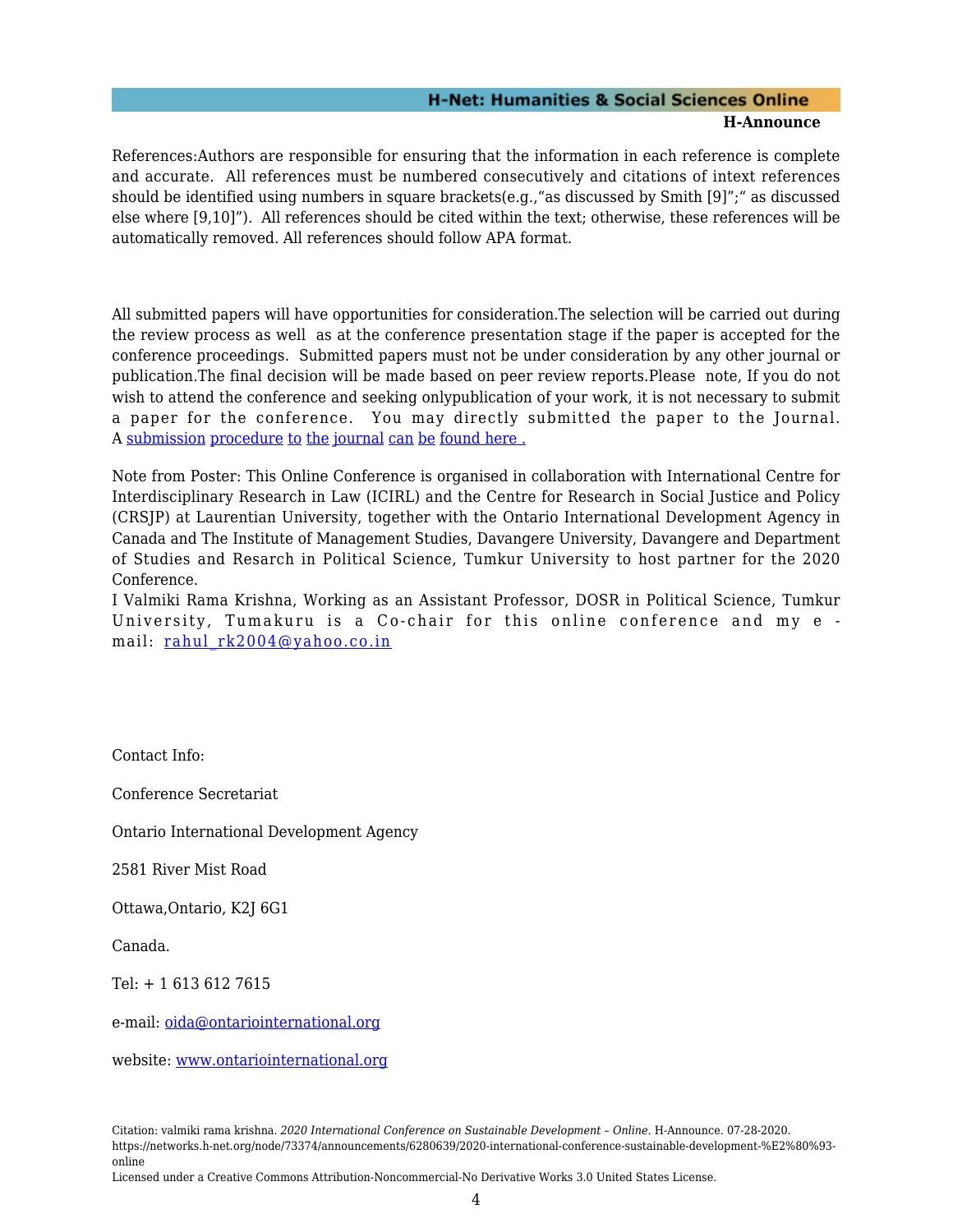References:Authors are responsible for ensuring that the information in each reference is complete and accurate. All references must be numbered consecutively and citations of intext references should be identified using numbers in square brackets(e.g.,"as discussed by Smith [9]";" as discussed else where [9,10]"). All references should be cited within the text; otherwise, these references will be automatically removed. All references should follow APA format.

All submitted papers will have opportunities for consideration.The selection will be carried out during the review process as well as at the conference presentation stage if the paper is accepted for the conference proceedings. Submitted papers must not be under consideration by any other journal or publication.The final decision will be made based on peer review reports.Please note, If you do not wish to attend the conference and seeking onlypublication of your work, it is not necessary to submit a paper for the conference. You may directly submitted the paper to the Journal. A submission procedure to the journal can be found here .

Note from Poster: This Online Conference is organised in collaboration with International Centre for Interdisciplinary Research in Law (ICIRL) and the Centre for Research in Social Justice and Policy (CRSJP) at Laurentian University, together with the Ontario International Development Agency in Canada and The Institute of Management Studies, Davangere University, Davangere and Department of Studies and Resarch in Political Science, Tumkur University to host partner for the 2020 Conference.
I Valmiki Rama Krishna, Working as an Assistant Professor, DOSR in Political Science, Tumkur University, Tumakuru is a Co-chair for this online conference and my e-mail: rahul_rk2004@yahoo.co.in

Contact Info:

Conference Secretariat

Ontario International Development Agency

2581 River Mist Road

Ottawa,Ontario, K2J 6G1

Canada.

Tel: + 1 613 612 7615

e-mail: oida@ontariointernational.org

website: www.ontariointernational.org

Citation: valmiki rama krishna. *2020 International Conference on Sustainable Development – Online*. H-Announce. 07-28-2020. https://networks.h-net.org/node/73374/announcements/6280639/2020-international-conference-sustainable-development-%E2%80%93-online
Licensed under a Creative Commons Attribution-Noncommercial-No Derivative Works 3.0 United States License.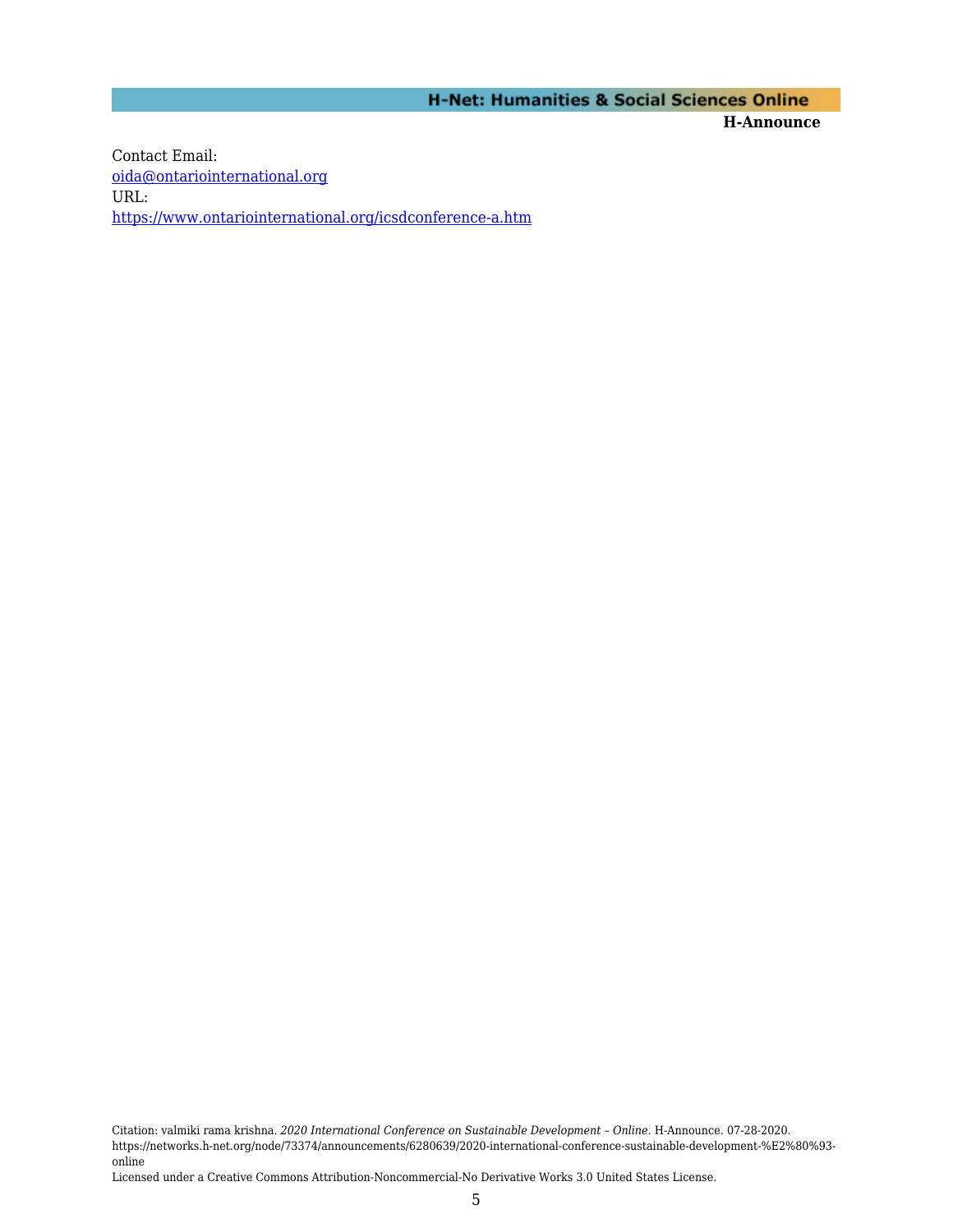Contact Email:
oida@ontariointernational.org
URL:
https://www.ontariointernational.org/icsdconference-a.htm